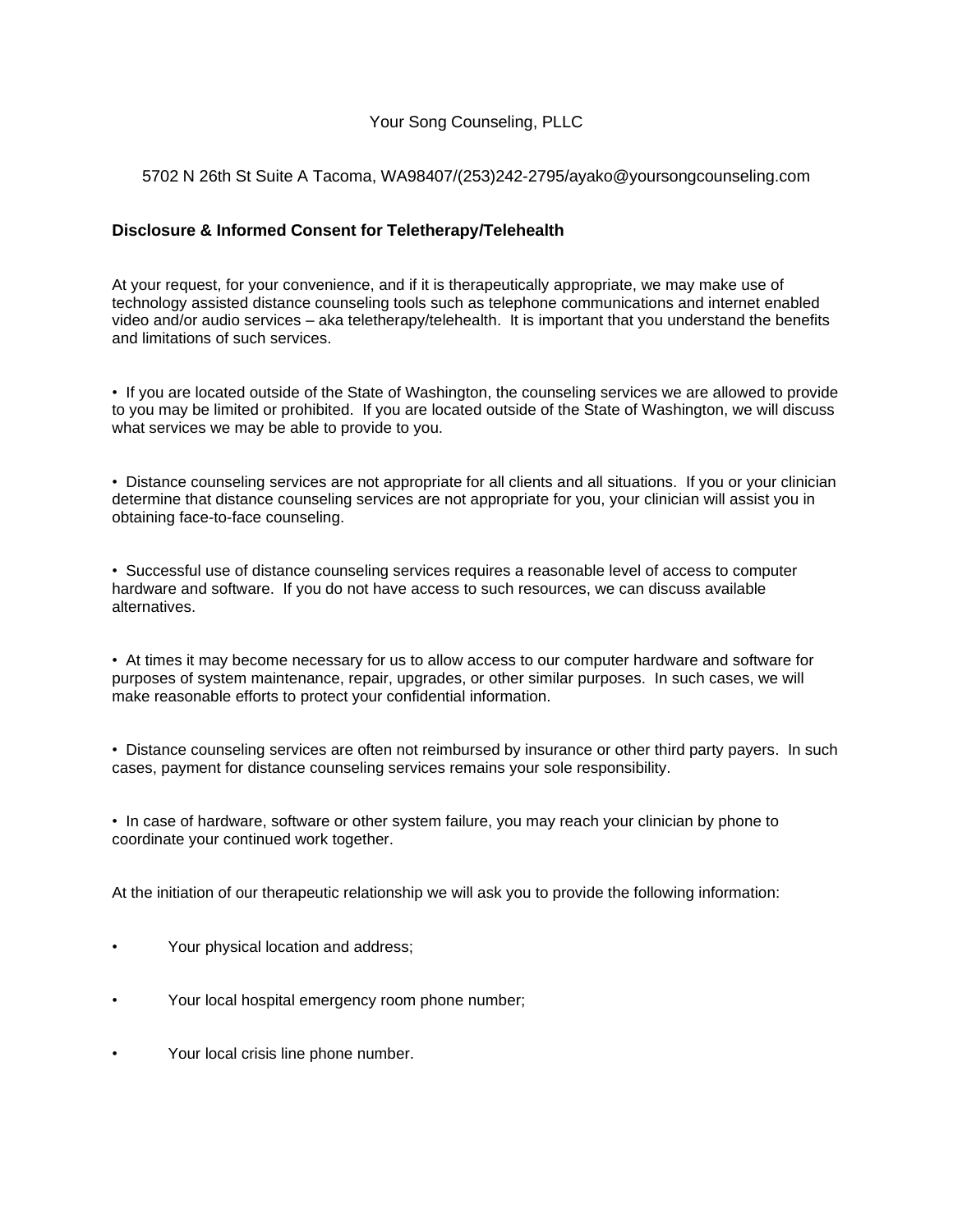Your Song Counseling, PLLC

5702 N 26th St Suite A Tacoma, WA98407/(253)242-2795/ayako@yoursongcounseling.com

## Disclosure & Informed Consent for Teletherapy/Telehealth

At your request, for your convenience, and if it is therapeutically appropriate, we may make use of technology assisted distance counseling tools such as telephone communications and internet enabled video and/or audio services – aka teletherapy/telehealth. It is important that you understand the benefits and limitations of such services.

- If you are located outside of the State of Washington, the counseling services we are allowed to provide to you may be limited or prohibited. If you are located outside of the State of Washington, we will discuss what services we may be able to provide to you.

- Distance counseling services are not appropriate for all clients and all situations. If you or your clinician determine that distance counseling services are not appropriate for you, your clinician will assist you in obtaining face-to-face counseling.

- Successful use of distance counseling services requires a reasonable level of access to computer hardware and software. If you do not have access to such resources, we can discuss available alternatives.

- At times it may become necessary for us to allow access to our computer hardware and software for purposes of system maintenance, repair, upgrades, or other similar purposes. In such cases, we will make reasonable efforts to protect your confidential information.

- Distance counseling services are often not reimbursed by insurance or other third party payers. In such cases, payment for distance counseling services remains your sole responsibility.

- In case of hardware, software or other system failure, you may reach your clinician by phone to coordinate your continued work together.

At the initiation of our therapeutic relationship we will ask you to provide the following information:

- Your physical location and address;
- Your local hospital emergency room phone number;
- Your local crisis line phone number.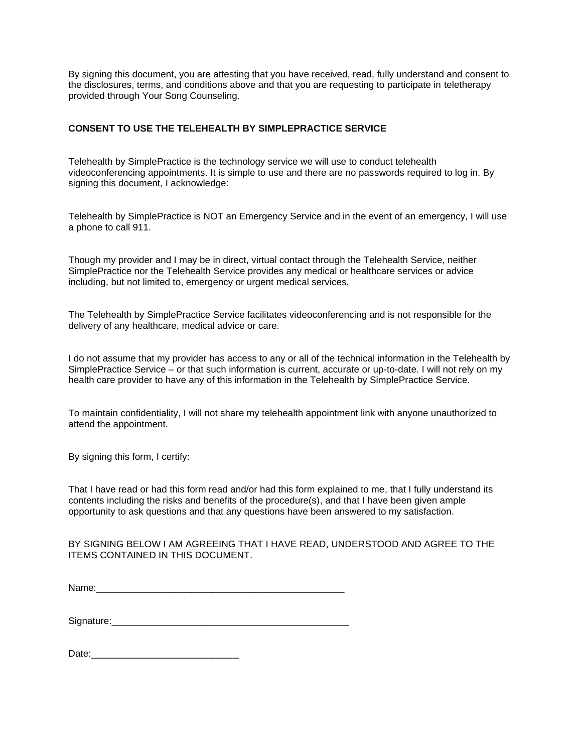By signing this document, you are attesting that you have received, read, fully understand and consent to the disclosures, terms, and conditions above and that you are requesting to participate in teletherapy provided through Your Song Counseling.

**CONSENT TO USE THE TELEHEALTH BY SIMPLEPRACTICE SERVICE**

Telehealth by SimplePractice is the technology service we will use to conduct telehealth videoconferencing appointments. It is simple to use and there are no passwords required to log in. By signing this document, I acknowledge:

Telehealth by SimplePractice is NOT an Emergency Service and in the event of an emergency, I will use a phone to call 911.

Though my provider and I may be in direct, virtual contact through the Telehealth Service, neither SimplePractice nor the Telehealth Service provides any medical or healthcare services or advice including, but not limited to, emergency or urgent medical services.

The Telehealth by SimplePractice Service facilitates videoconferencing and is not responsible for the delivery of any healthcare, medical advice or care.

I do not assume that my provider has access to any or all of the technical information in the Telehealth by SimplePractice Service – or that such information is current, accurate or up-to-date. I will not rely on my health care provider to have any of this information in the Telehealth by SimplePractice Service.

To maintain confidentiality, I will not share my telehealth appointment link with anyone unauthorized to attend the appointment.

By signing this form, I certify:

That I have read or had this form read and/or had this form explained to me, that I fully understand its contents including the risks and benefits of the procedure(s), and that I have been given ample opportunity to ask questions and that any questions have been answered to my satisfaction.

BY SIGNING BELOW I AM AGREEING THAT I HAVE READ, UNDERSTOOD AND AGREE TO THE ITEMS CONTAINED IN THIS DOCUMENT.

Name:_________________________________________________

Signature:______________________________________________

Date:____________________________